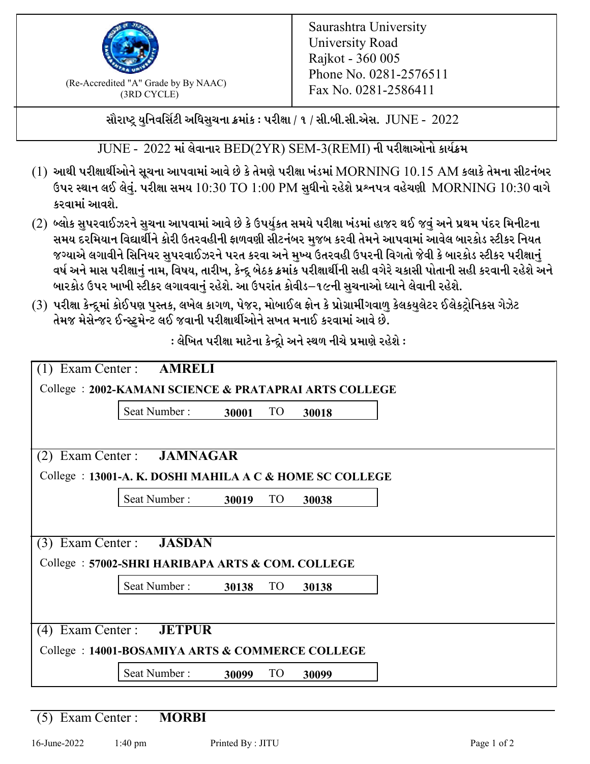(Re-Accredited "A" Grade by By NAAC)
(3RD CYCLE)

Saurashtra University
University Road
Rajkot - 360 005
Phone No. 0281-2576511
Fax No. 0281-2586411

**સૌરાષ્ટ્ર યુનિવર્સિટી અધિસુચના ક્રમાંક : પરીક્ષા / ૧ / સી.બી.સી.એસ. JUNE - 2022**

JUNE - 2022 માં લેવાનાર BED(2YR) SEM-3(REMI) ની **પરીક્ષાઓનો કાર્યક્રમ**

(1) **આથી પરીક્ષાર્થીઓને સૂચના આપવામાં આવે છે કે તેમણે પરીક્ષા ખંડમાં** MORNING 10.15 AM **કલાકે તેમના સીટનંબર ઉપર સ્થાન લઈ લેવું. પરીક્ષા સમય** 10:30 TO 1:00 PM **સુધીનો રહેશે પ્રશ્નપત્ર વહેચણી** MORNING 10:30 **વાગે કરવામાં આવશે.**

(2) **બ્લોક સુપરવાઈઝરને સુચના આપવામાં આવે છે કે ઉપર્યુકત સમયે પરીક્ષા ખંડમાં હાજર થઈ જવું અને પ્રથમ પંદર મિનીટના સમય દરમિયાન વિદ્યાર્થીને કોરી ઉતરવહીની ફાળવણી સીટનંબર મુજબ કરવી તેમને આપવામાં આવેલ બારકોડ સ્ટીકર નિયત જગ્યાએ લગાવીને સિનિયર સુપરવાઈઝરને પરત કરવા અને મુખ્ય ઉતરવહી ઉપરની વિગતો જેવી કે બારકોડ સ્ટીકર પરીક્ષાનું વર્ષ અને માસ પરીક્ષાનું નામ, વિષય, તારીખ, કેન્દ્ર બેઠક ક્રમાંક પરીક્ષાર્થીની સહી વગેરે ચકાસી પોતાની સહી કરવાની રહેશે અને બારકોડ ઉપર ખાખી સ્ટીકર લગાવવાનું રહેશે. આ ઉપરાંત કોવીડ–૧૯ની સુચનાઓ ધ્યાને લેવાની રહેશે.**

(3) **પરીક્ષા કેન્દ્રમાં કોઈપણ પુસ્તક, લખેલ કાગળ, પેજર, મોબાઈલ ફોન કે પ્રોગ્રામીંગવાળુ કેલકયુલેટર ઈલેકટ્રોનિકસ ગેઝેટ તેમજ મેસેન્જર ઈન્સ્ટ્રુમેન્ટ લઈ જવાની પરીક્ષાર્થીઓને સખત મનાઈ કરવામાં આવે છે.**

**: લેખિત પરીક્ષા માટેના કેન્દ્રો અને સ્થળ નીચે પ્રમાણે રહેશે :**

(1) Exam Center : **AMRELI**

College : **2002-KAMANI SCIENCE & PRATAPRAI ARTS COLLEGE**

Seat Number : **30001** TO **30018**

(2) Exam Center : **JAMNAGAR**

College : **13001-A. K. DOSHI MAHILA A C & HOME SC COLLEGE**

Seat Number : **30019** TO **30038**

(3) Exam Center : **JASDAN**

College : **57002-SHRI HARIBAPA ARTS & COM. COLLEGE**

Seat Number : **30138** TO **30138**

(4) Exam Center : **JETPUR**

College : **14001-BOSAMIYA ARTS & COMMERCE COLLEGE**

Seat Number : **30099** TO **30099**

(5) Exam Center : **MORBI**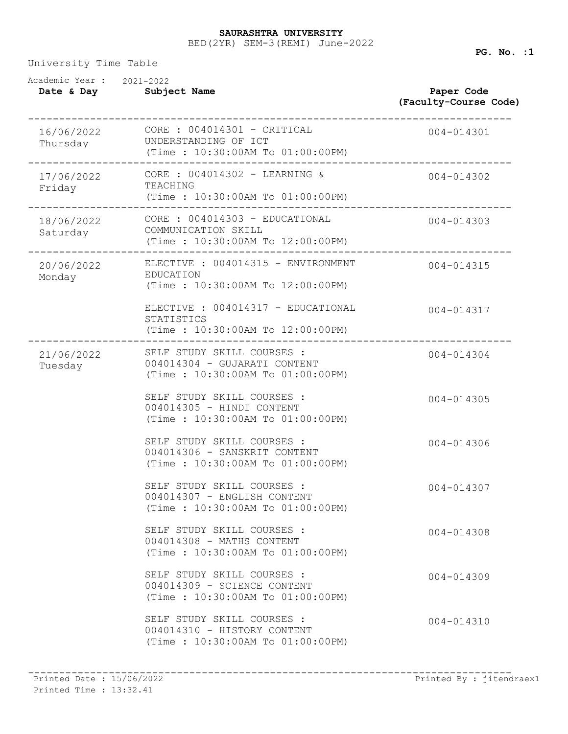**SAURASHTRA UNIVERSITY**

BED(2YR) SEM-3(REMI) June-2022

University Time Table

Academic Year : 2021-2022

| Date & Day | Subject Name | Paper Code (Faculty-Course Code) |
|---|---|---|
| 16/06/2022 Thursday | CORE : 004014301 - CRITICAL UNDERSTANDING OF ICT (Time : 10:30:00AM To 01:00:00PM) | 004-014301 |
| 17/06/2022 Friday | CORE : 004014302 - LEARNING & TEACHING (Time : 10:30:00AM To 01:00:00PM) | 004-014302 |
| 18/06/2022 Saturday | CORE : 004014303 - EDUCATIONAL COMMUNICATION SKILL (Time : 10:30:00AM To 12:00:00PM) | 004-014303 |
| 20/06/2022 Monday | ELECTIVE : 004014315 - ENVIRONMENT EDUCATION (Time : 10:30:00AM To 12:00:00PM) | 004-014315 |
| | ELECTIVE : 004014317 - EDUCATIONAL STATISTICS (Time : 10:30:00AM To 12:00:00PM) | 004-014317 |
| 21/06/2022 Tuesday | SELF STUDY SKILL COURSES : 004014304 - GUJARATI CONTENT (Time : 10:30:00AM To 01:00:00PM) | 004-014304 |
| | SELF STUDY SKILL COURSES : 004014305 - HINDI CONTENT (Time : 10:30:00AM To 01:00:00PM) | 004-014305 |
| | SELF STUDY SKILL COURSES : 004014306 - SANSKRIT CONTENT (Time : 10:30:00AM To 01:00:00PM) | 004-014306 |
| | SELF STUDY SKILL COURSES : 004014307 - ENGLISH CONTENT (Time : 10:30:00AM To 01:00:00PM) | 004-014307 |
| | SELF STUDY SKILL COURSES : 004014308 - MATHS CONTENT (Time : 10:30:00AM To 01:00:00PM) | 004-014308 |
| | SELF STUDY SKILL COURSES : 004014309 - SCIENCE CONTENT (Time : 10:30:00AM To 01:00:00PM) | 004-014309 |
| | SELF STUDY SKILL COURSES : 004014310 - HISTORY CONTENT (Time : 10:30:00AM To 01:00:00PM) | 004-014310 |

Printed Date : 15/06/2022
Printed Time : 13:32.41

Printed By : jitendraex1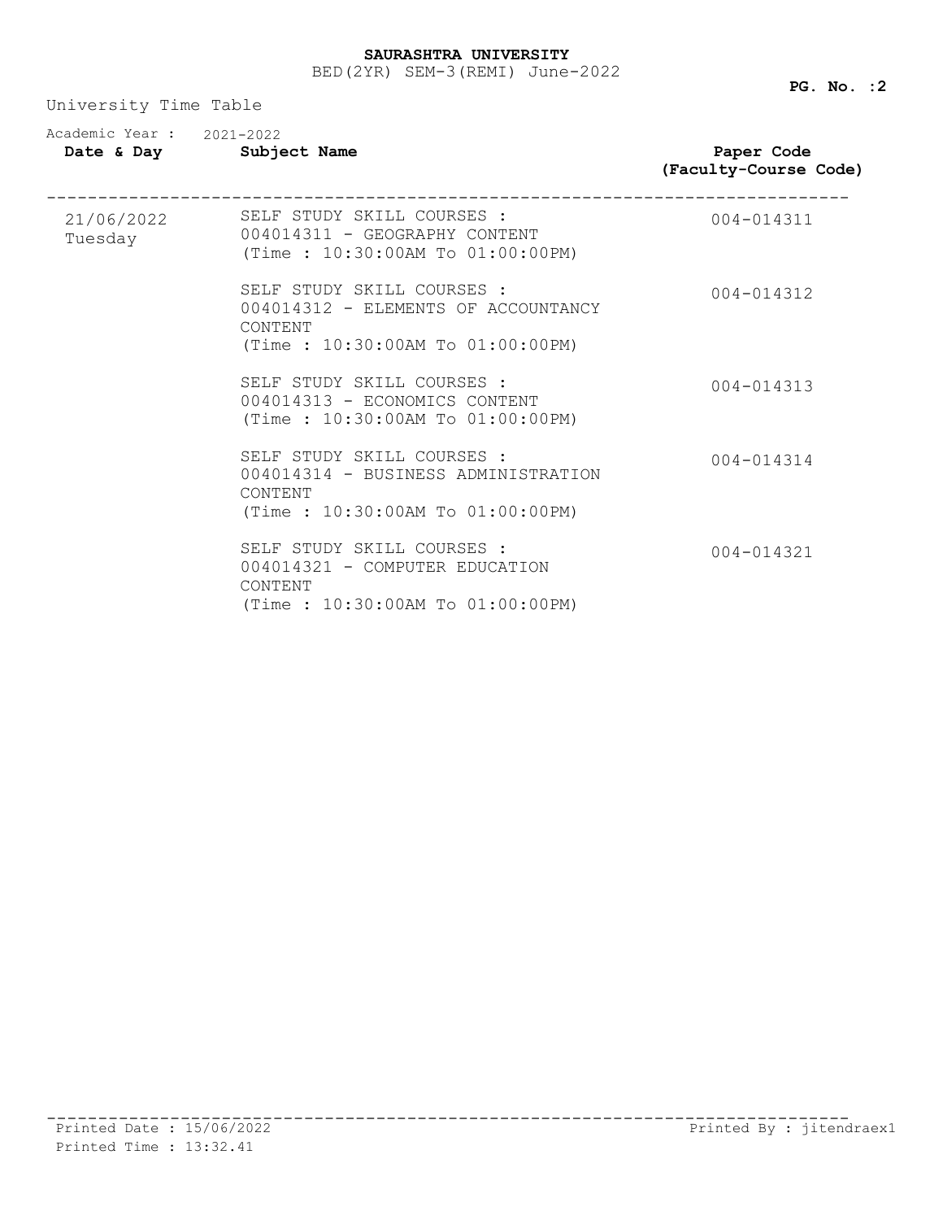**SAURASHTRA UNIVERSITY**

BED(2YR) SEM-3(REMI) June-2022

University Time Table

Academic Year : 2021-2022

| Date & Day | Subject Name | Paper Code (Faculty-Course Code) |
|---|---|---|
| 21/06/2022 Tuesday | SELF STUDY SKILL COURSES : 004014311 - GEOGRAPHY CONTENT (Time : 10:30:00AM To 01:00:00PM) | 004-014311 |
| | SELF STUDY SKILL COURSES : 004014312 - ELEMENTS OF ACCOUNTANCY CONTENT (Time : 10:30:00AM To 01:00:00PM) | 004-014312 |
| | SELF STUDY SKILL COURSES : 004014313 - ECONOMICS CONTENT (Time : 10:30:00AM To 01:00:00PM) | 004-014313 |
| | SELF STUDY SKILL COURSES : 004014314 - BUSINESS ADMINISTRATION CONTENT (Time : 10:30:00AM To 01:00:00PM) | 004-014314 |
| | SELF STUDY SKILL COURSES : 004014321 - COMPUTER EDUCATION CONTENT (Time : 10:30:00AM To 01:00:00PM) | 004-014321 |

Printed Date : 15/06/2022

Printed Time : 13:32.41

Printed By : jitendraex1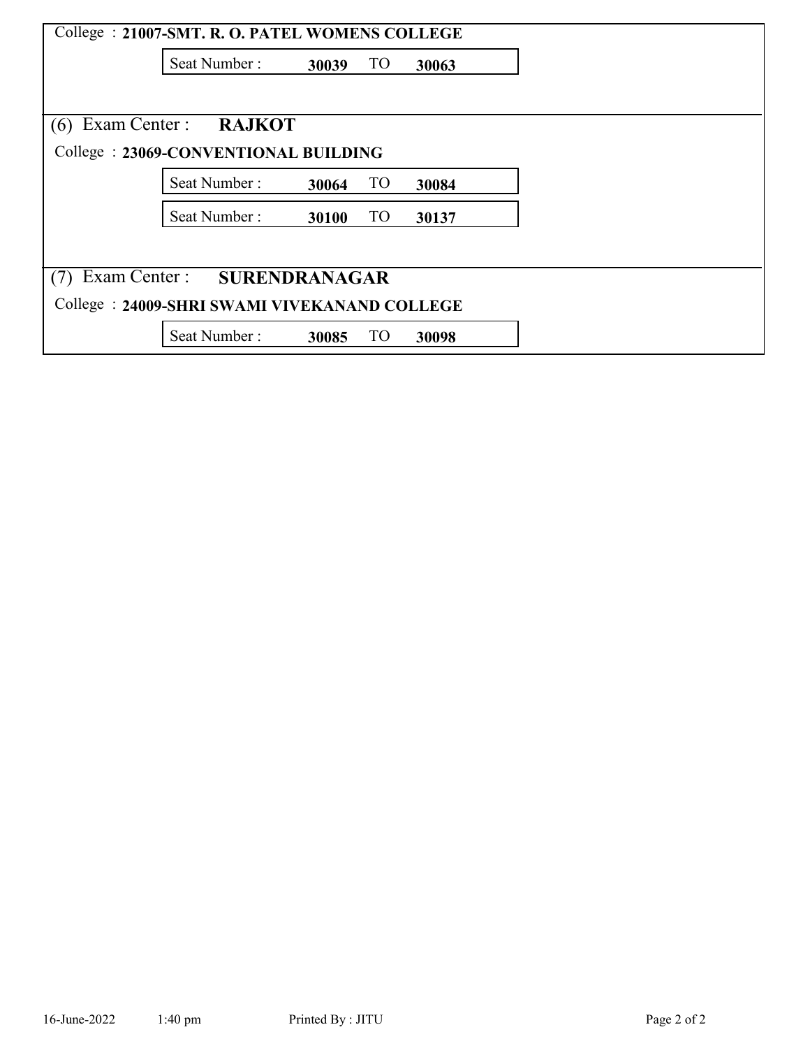College : **21007-SMT. R. O. PATEL WOMENS COLLEGE**

Seat Number : **30039** TO **30063**

(6) Exam Center : **RAJKOT**

College : **23069-CONVENTIONAL BUILDING**

Seat Number : **30064** TO **30084**

Seat Number : **30100** TO **30137**

(7) Exam Center : **SURENDRANAGAR**

College : **24009-SHRI SWAMI VIVEKANAND COLLEGE**

Seat Number : **30085** TO **30098**

16-June-2022 1:40 pm Printed By : JITU